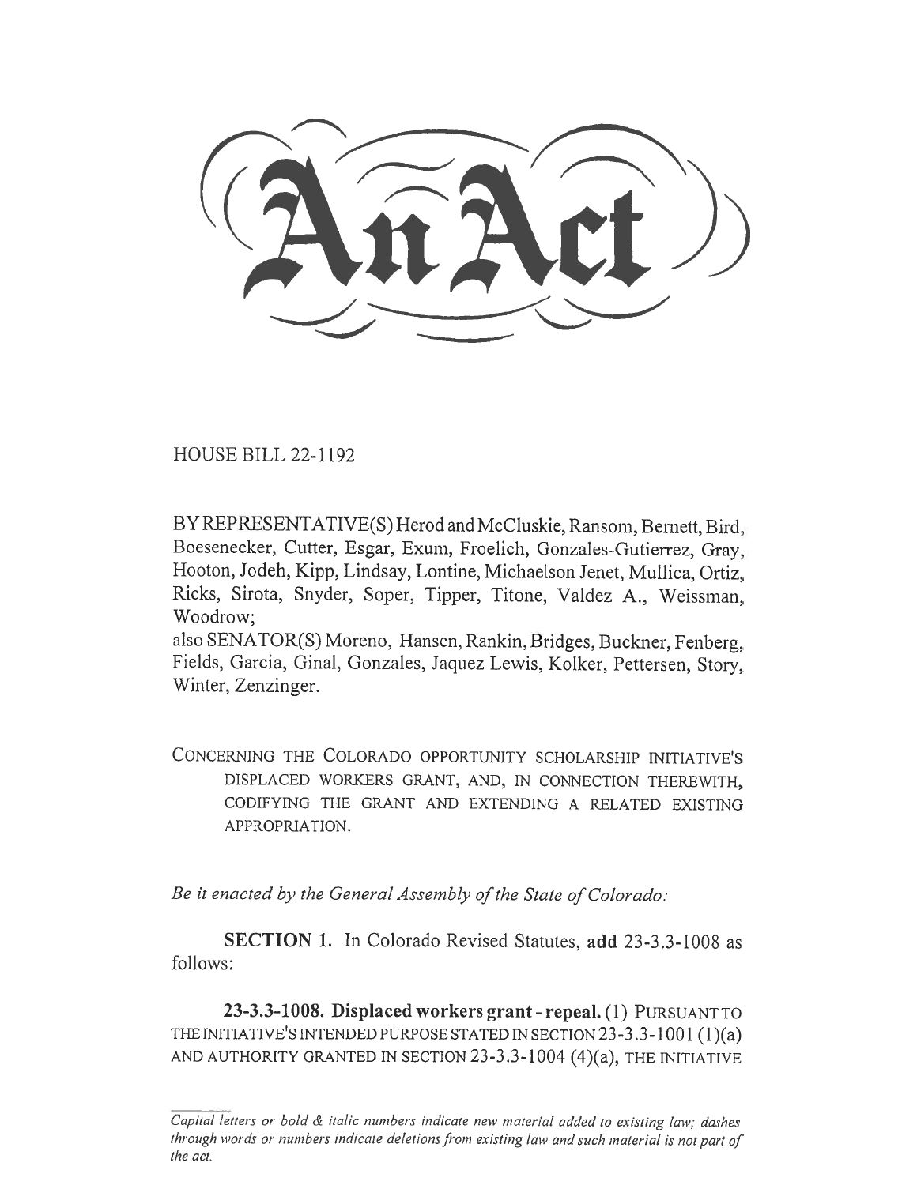# An Act

HOUSE BILL 22-1192

BY REPRESENTATIVE(S) Herod and McCluskie, Ransom, Bernett, Bird, Boesenecker, Cutter, Esgar, Exum, Froelich, Gonzales-Gutierrez, Gray, Hooton, Jodeh, Kipp, Lindsay, Lontine, Michaelson Jenet, Mullica, Ortiz, Ricks, Sirota, Snyder, Soper, Tipper, Titone, Valdez A., Weissman, Woodrow;
also SENATOR(S) Moreno, Hansen, Rankin, Bridges, Buckner, Fenberg, Fields, Garcia, Ginal, Gonzales, Jaquez Lewis, Kolker, Pettersen, Story, Winter, Zenzinger.

CONCERNING THE COLORADO OPPORTUNITY SCHOLARSHIP INITIATIVE'S DISPLACED WORKERS GRANT, AND, IN CONNECTION THEREWITH, CODIFYING THE GRANT AND EXTENDING A RELATED EXISTING APPROPRIATION.

*Be it enacted by the General Assembly of the State of Colorado:*

**SECTION 1.** In Colorado Revised Statutes, **add** 23-3.3-1008 as follows:

**23-3.3-1008. Displaced workers grant - repeal.** (1) PURSUANT TO THE INITIATIVE'S INTENDED PURPOSE STATED IN SECTION 23-3.3-1001 (1)(a) AND AUTHORITY GRANTED IN SECTION 23-3.3-1004 (4)(a), THE INITIATIVE

*Capital letters or bold & italic numbers indicate new material added to existing law; dashes through words or numbers indicate deletions from existing law and such material is not part of the act.*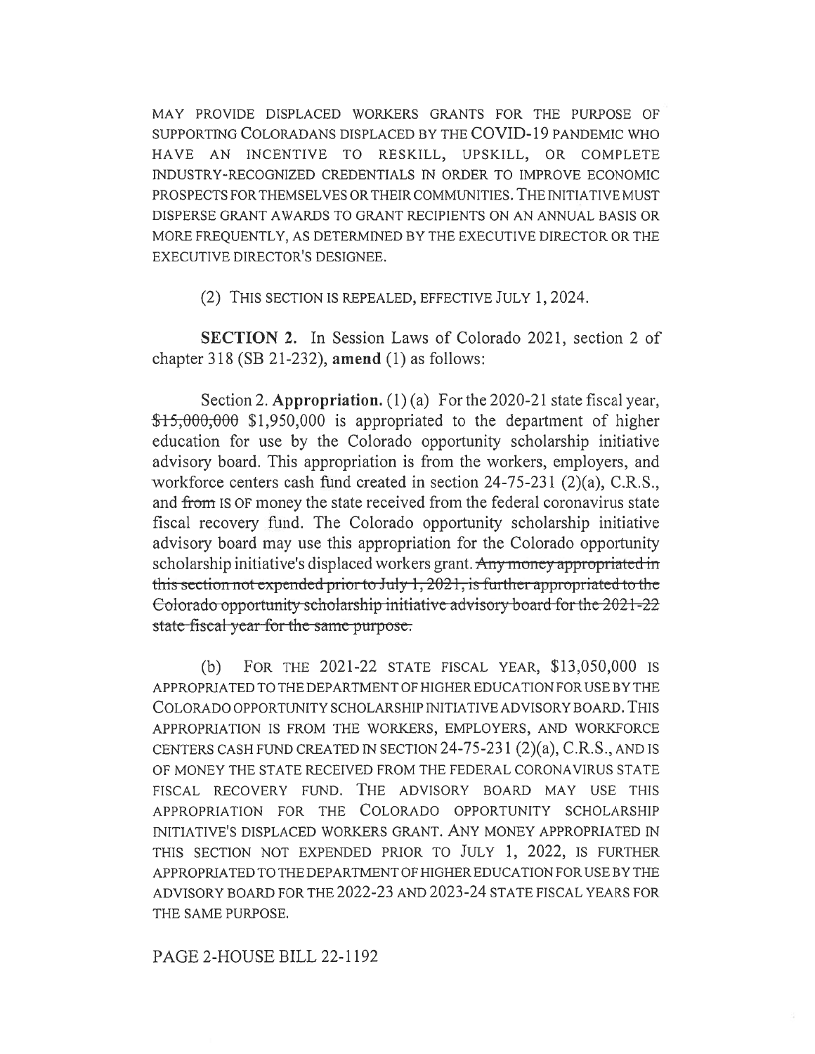MAY PROVIDE DISPLACED WORKERS GRANTS FOR THE PURPOSE OF SUPPORTING COLORADANS DISPLACED BY THE COVID-19 PANDEMIC WHO HAVE AN INCENTIVE TO RESKILL, UPSKILL, OR COMPLETE INDUSTRY-RECOGNIZED CREDENTIALS IN ORDER TO IMPROVE ECONOMIC PROSPECTS FOR THEMSELVES OR THEIR COMMUNITIES. THE INITIATIVE MUST DISPERSE GRANT AWARDS TO GRANT RECIPIENTS ON AN ANNUAL BASIS OR MORE FREQUENTLY, AS DETERMINED BY THE EXECUTIVE DIRECTOR OR THE EXECUTIVE DIRECTOR'S DESIGNEE.

(2) THIS SECTION IS REPEALED, EFFECTIVE JULY 1, 2024.

**SECTION 2.** In Session Laws of Colorado 2021, section 2 of chapter 318 (SB 21-232), **amend** (1) as follows:

Section 2. **Appropriation.** (1) (a) For the 2020-21 state fiscal year, ~~$15,000,000~~ $1,950,000 is appropriated to the department of higher education for use by the Colorado opportunity scholarship initiative advisory board. This appropriation is from the workers, employers, and workforce centers cash fund created in section 24-75-231 (2)(a), C.R.S., and ~~from~~ IS OF money the state received from the federal coronavirus state fiscal recovery fund. The Colorado opportunity scholarship initiative advisory board may use this appropriation for the Colorado opportunity scholarship initiative's displaced workers grant. ~~Any money appropriated in this section not expended prior to July 1, 2021, is further appropriated to the Colorado opportunity scholarship initiative advisory board for the 2021-22 state fiscal year for the same purpose.~~

(b) FOR THE 2021-22 STATE FISCAL YEAR, $13,050,000 IS APPROPRIATED TO THE DEPARTMENT OF HIGHER EDUCATION FOR USE BY THE COLORADO OPPORTUNITY SCHOLARSHIP INITIATIVE ADVISORY BOARD. THIS APPROPRIATION IS FROM THE WORKERS, EMPLOYERS, AND WORKFORCE CENTERS CASH FUND CREATED IN SECTION 24-75-231 (2)(a), C.R.S., AND IS OF MONEY THE STATE RECEIVED FROM THE FEDERAL CORONAVIRUS STATE FISCAL RECOVERY FUND. THE ADVISORY BOARD MAY USE THIS APPROPRIATION FOR THE COLORADO OPPORTUNITY SCHOLARSHIP INITIATIVE'S DISPLACED WORKERS GRANT. ANY MONEY APPROPRIATED IN THIS SECTION NOT EXPENDED PRIOR TO JULY 1, 2022, IS FURTHER APPROPRIATED TO THE DEPARTMENT OF HIGHER EDUCATION FOR USE BY THE ADVISORY BOARD FOR THE 2022-23 AND 2023-24 STATE FISCAL YEARS FOR THE SAME PURPOSE.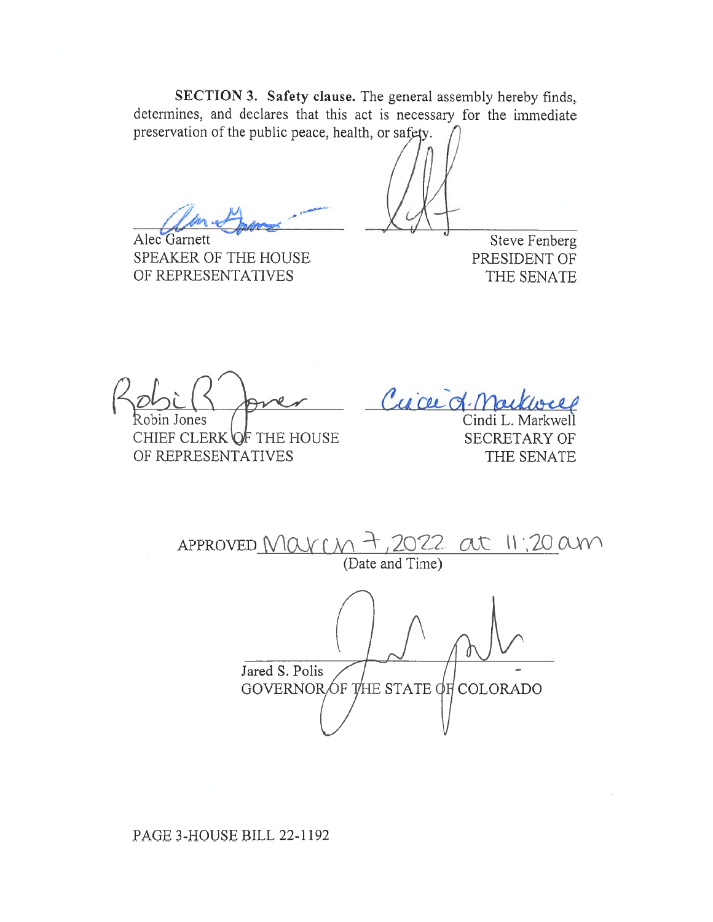**SECTION 3. Safety clause.** The general assembly hereby finds, determines, and declares that this act is necessary for the immediate preservation of the public peace, health, or safety.

Alec Garnett
SPEAKER OF THE HOUSE
OF REPRESENTATIVES

Steve Fenberg
PRESIDENT OF
THE SENATE

Robin Jones
CHIEF CLERK OF THE HOUSE
OF REPRESENTATIVES

Cindi L. Markwell
SECRETARY OF
THE SENATE

APPROVED March 7, 2022 at 11:20 am
(Date and Time)

Jared S. Polis
GOVERNOR OF THE STATE OF COLORADO

PAGE 3-HOUSE BILL 22-1192